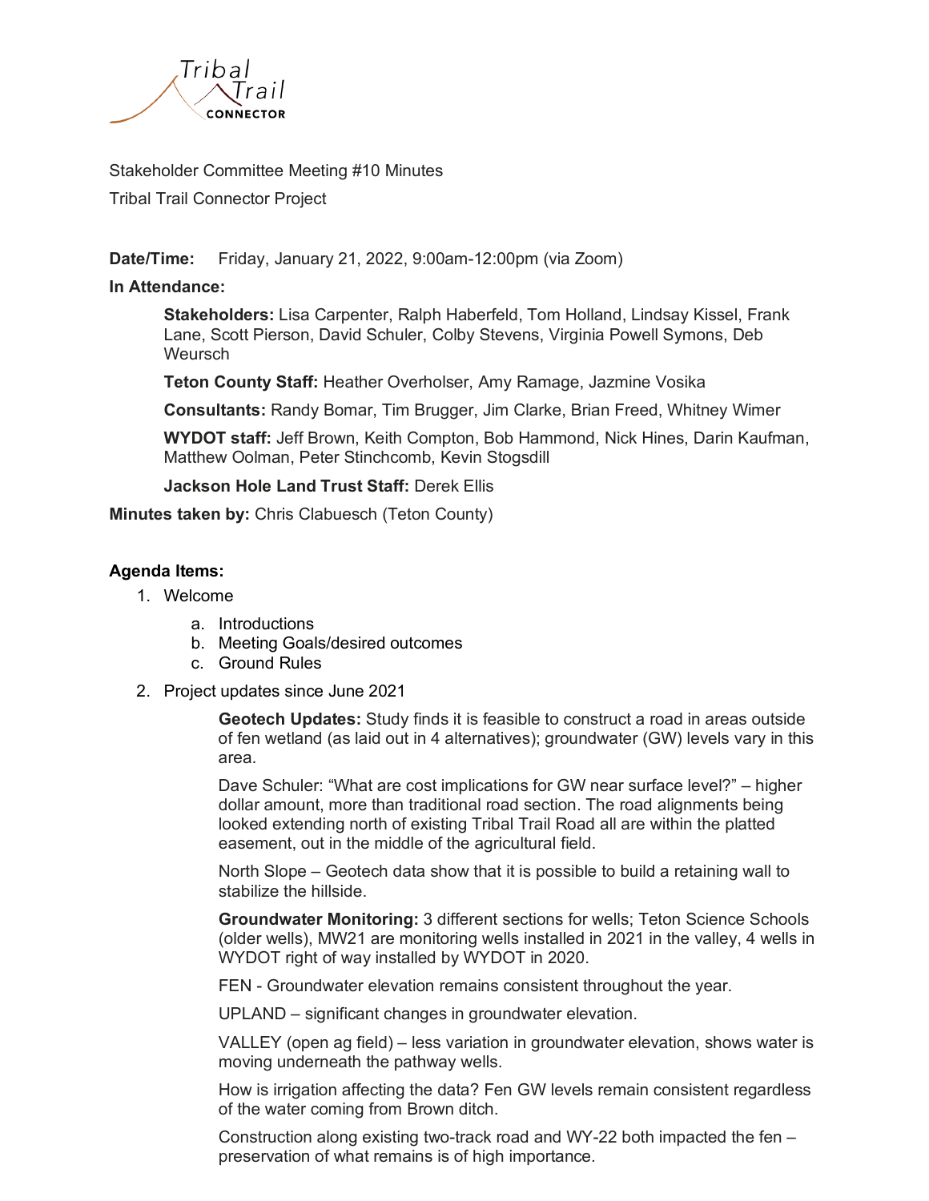Tribal Trail CONNECTOR

Stakeholder Committee Meeting #10 Minutes

Tribal Trail Connector Project

**Date/Time:** Friday, January 21, 2022, 9:00am-12:00pm (via Zoom)

**In Attendance:**

**Stakeholders:** Lisa Carpenter, Ralph Haberfeld, Tom Holland, Lindsay Kissel, Frank Lane, Scott Pierson, David Schuler, Colby Stevens, Virginia Powell Symons, Deb Weursch

**Teton County Staff:** Heather Overholser, Amy Ramage, Jazmine Vosika

**Consultants:** Randy Bomar, Tim Brugger, Jim Clarke, Brian Freed, Whitney Wimer

**WYDOT staff:** Jeff Brown, Keith Compton, Bob Hammond, Nick Hines, Darin Kaufman, Matthew Oolman, Peter Stinchcomb, Kevin Stogsdill

**Jackson Hole Land Trust Staff:** Derek Ellis

**Minutes taken by:** Chris Clabuesch (Teton County)

**Agenda Items:**

1. Welcome
   a. Introductions
   b. Meeting Goals/desired outcomes
   c. Ground Rules
2. Project updates since June 2021

   **Geotech Updates:** Study finds it is feasible to construct a road in areas outside of fen wetland (as laid out in 4 alternatives); groundwater (GW) levels vary in this area.

   Dave Schuler: "What are cost implications for GW near surface level?" – higher dollar amount, more than traditional road section. The road alignments being looked extending north of existing Tribal Trail Road all are within the platted easement, out in the middle of the agricultural field.

   North Slope – Geotech data show that it is possible to build a retaining wall to stabilize the hillside.

   **Groundwater Monitoring:** 3 different sections for wells; Teton Science Schools (older wells), MW21 are monitoring wells installed in 2021 in the valley, 4 wells in WYDOT right of way installed by WYDOT in 2020.

   FEN - Groundwater elevation remains consistent throughout the year.

   UPLAND – significant changes in groundwater elevation.

   VALLEY (open ag field) – less variation in groundwater elevation, shows water is moving underneath the pathway wells.

   How is irrigation affecting the data? Fen GW levels remain consistent regardless of the water coming from Brown ditch.

   Construction along existing two-track road and WY-22 both impacted the fen – preservation of what remains is of high importance.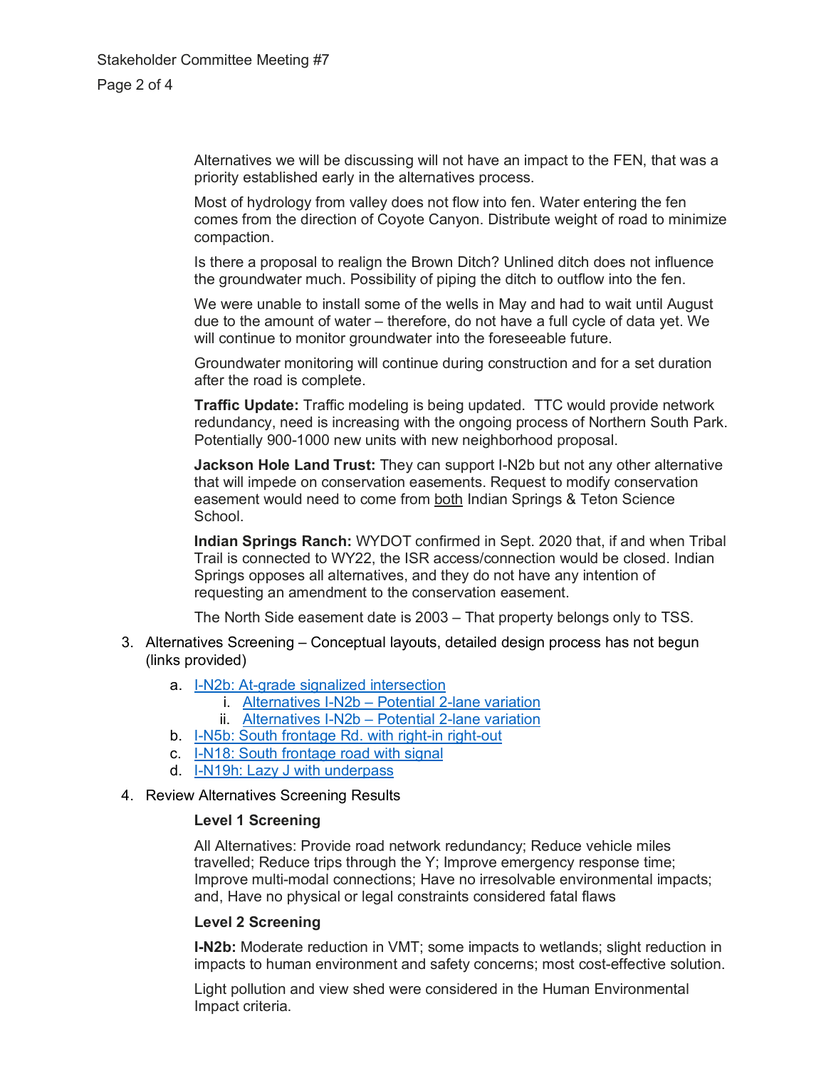Alternatives we will be discussing will not have an impact to the FEN, that was a priority established early in the alternatives process.

Most of hydrology from valley does not flow into fen. Water entering the fen comes from the direction of Coyote Canyon. Distribute weight of road to minimize compaction.

Is there a proposal to realign the Brown Ditch? Unlined ditch does not influence the groundwater much. Possibility of piping the ditch to outflow into the fen.

We were unable to install some of the wells in May and had to wait until August due to the amount of water – therefore, do not have a full cycle of data yet. We will continue to monitor groundwater into the foreseeable future.

Groundwater monitoring will continue during construction and for a set duration after the road is complete.

**Traffic Update:** Traffic modeling is being updated. TTC would provide network redundancy, need is increasing with the ongoing process of Northern South Park. Potentially 900-1000 new units with new neighborhood proposal.

**Jackson Hole Land Trust:** They can support I-N2b but not any other alternative that will impede on conservation easements. Request to modify conservation easement would need to come from both Indian Springs & Teton Science School.

**Indian Springs Ranch:** WYDOT confirmed in Sept. 2020 that, if and when Tribal Trail is connected to WY22, the ISR access/connection would be closed. Indian Springs opposes all alternatives, and they do not have any intention of requesting an amendment to the conservation easement.

The North Side easement date is 2003 – That property belongs only to TSS.

3. Alternatives Screening – Conceptual layouts, detailed design process has not begun (links provided)
   a. I-N2b: At-grade signalized intersection
      i. Alternatives I-N2b – Potential 2-lane variation
      ii. Alternatives I-N2b – Potential 2-lane variation
   b. I-N5b: South frontage Rd. with right-in right-out
   c. I-N18: South frontage road with signal
   d. I-N19h: Lazy J with underpass

4. Review Alternatives Screening Results

**Level 1 Screening**

All Alternatives: Provide road network redundancy; Reduce vehicle miles travelled; Reduce trips through the Y; Improve emergency response time; Improve multi-modal connections; Have no irresolvable environmental impacts; and, Have no physical or legal constraints considered fatal flaws

**Level 2 Screening**

**I-N2b:** Moderate reduction in VMT; some impacts to wetlands; slight reduction in impacts to human environment and safety concerns; most cost-effective solution.

Light pollution and view shed were considered in the Human Environmental Impact criteria.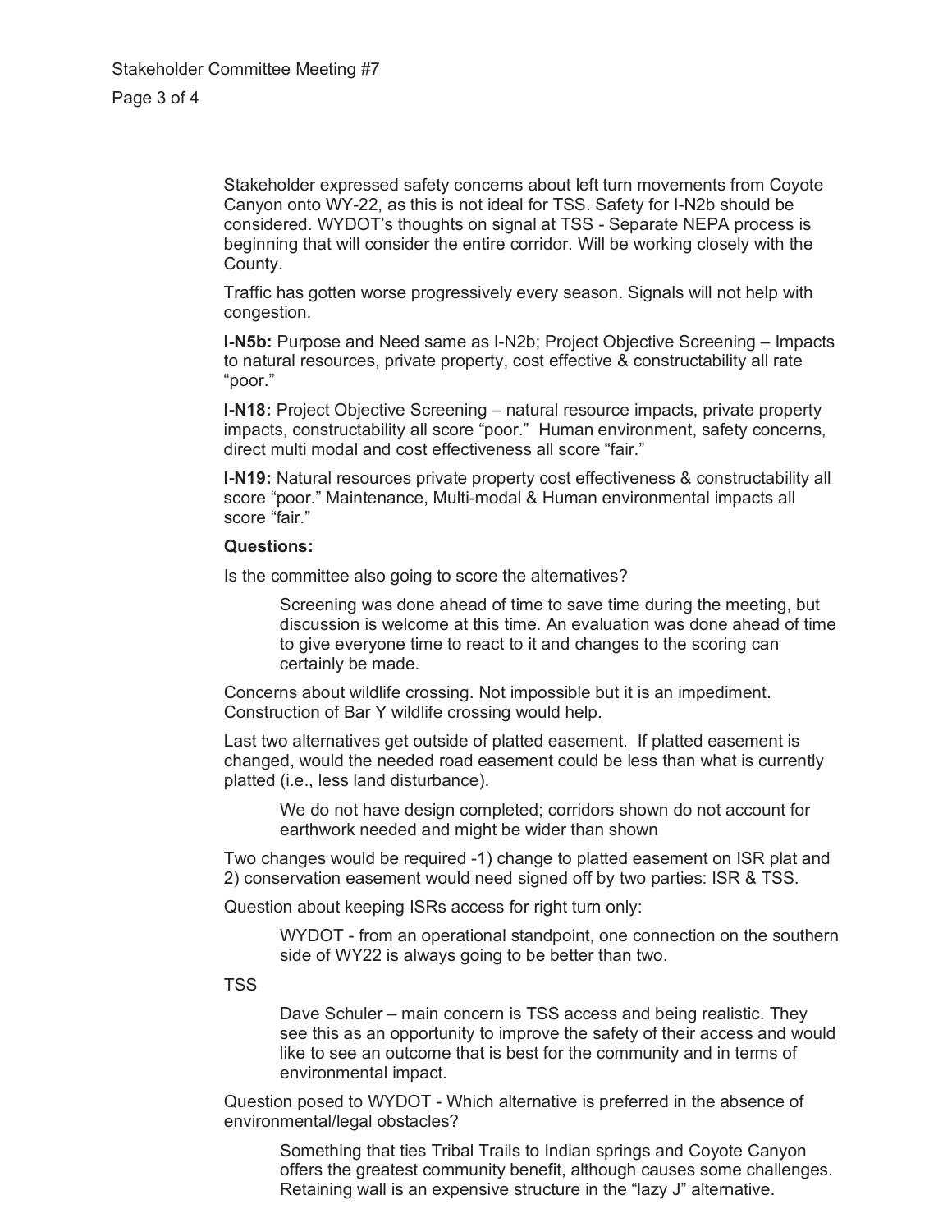Stakeholder expressed safety concerns about left turn movements from Coyote Canyon onto WY-22, as this is not ideal for TSS. Safety for I-N2b should be considered. WYDOT's thoughts on signal at TSS - Separate NEPA process is beginning that will consider the entire corridor. Will be working closely with the County.

Traffic has gotten worse progressively every season. Signals will not help with congestion.

**I-N5b:** Purpose and Need same as I-N2b; Project Objective Screening – Impacts to natural resources, private property, cost effective & constructability all rate "poor."

**I-N18:** Project Objective Screening – natural resource impacts, private property impacts, constructability all score "poor." Human environment, safety concerns, direct multi modal and cost effectiveness all score "fair."

**I-N19:** Natural resources private property cost effectiveness & constructability all score "poor." Maintenance, Multi-modal & Human environmental impacts all score "fair."

**Questions:**

Is the committee also going to score the alternatives?

> Screening was done ahead of time to save time during the meeting, but discussion is welcome at this time. An evaluation was done ahead of time to give everyone time to react to it and changes to the scoring can certainly be made.

Concerns about wildlife crossing. Not impossible but it is an impediment. Construction of Bar Y wildlife crossing would help.

Last two alternatives get outside of platted easement. If platted easement is changed, would the needed road easement could be less than what is currently platted (i.e., less land disturbance).

> We do not have design completed; corridors shown do not account for earthwork needed and might be wider than shown

Two changes would be required -1) change to platted easement on ISR plat and 2) conservation easement would need signed off by two parties: ISR & TSS.

Question about keeping ISRs access for right turn only:

> WYDOT - from an operational standpoint, one connection on the southern side of WY22 is always going to be better than two.

TSS

> Dave Schuler – main concern is TSS access and being realistic. They see this as an opportunity to improve the safety of their access and would like to see an outcome that is best for the community and in terms of environmental impact.

Question posed to WYDOT - Which alternative is preferred in the absence of environmental/legal obstacles?

> Something that ties Tribal Trails to Indian springs and Coyote Canyon offers the greatest community benefit, although causes some challenges. Retaining wall is an expensive structure in the "lazy J" alternative.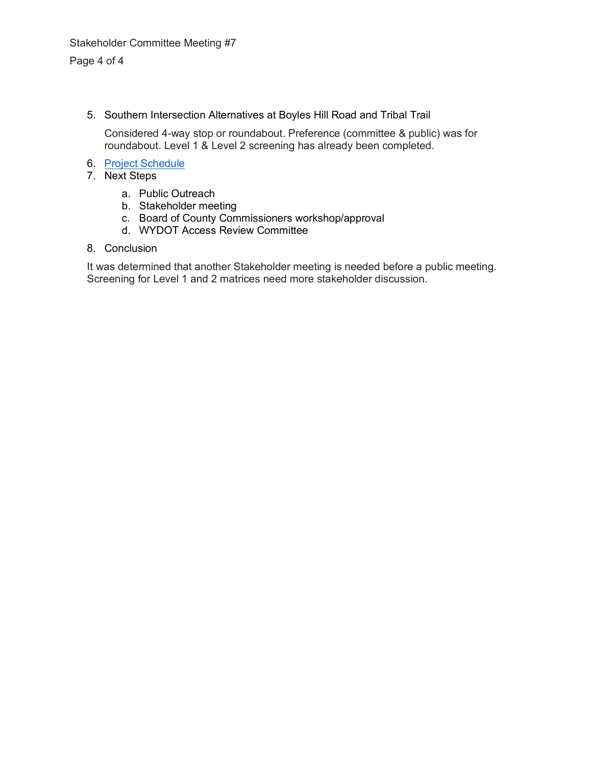5. Southern Intersection Alternatives at Boyles Hill Road and Tribal Trail

   Considered 4-way stop or roundabout. Preference (committee & public) was for roundabout. Level 1 & Level 2 screening has already been completed.

6. Project Schedule
7. Next Steps
   a. Public Outreach
   b. Stakeholder meeting
   c. Board of County Commissioners workshop/approval
   d. WYDOT Access Review Committee
8. Conclusion

It was determined that another Stakeholder meeting is needed before a public meeting. Screening for Level 1 and 2 matrices need more stakeholder discussion.